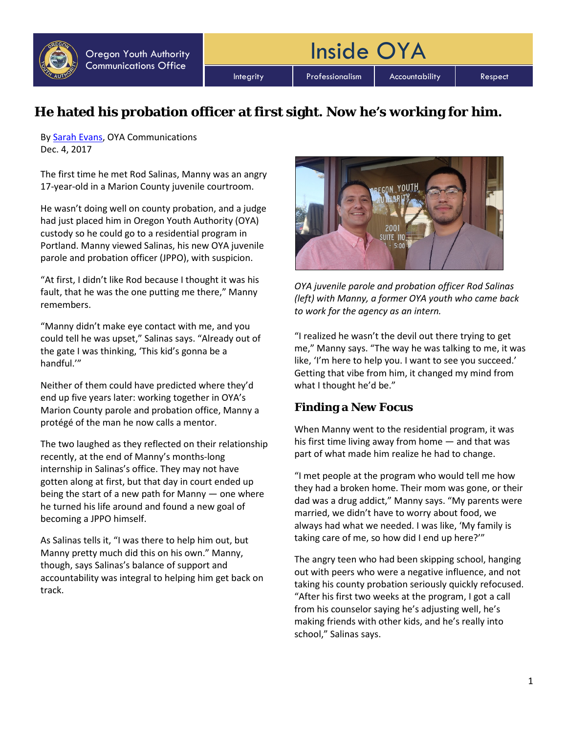Oregon Youth Authority Communications Office

# Inside OYA

Integrity | Professionalism | Accountability | Respect

## He hated his probation officer at first sight. Now he's working for him.

By [Sarah Evans](), OYA Communications
Dec. 4, 2017

The first time he met Rod Salinas, Manny was an angry 17-year-old in a Marion County juvenile courtroom.

He wasn't doing well on county probation, and a judge had just placed him in Oregon Youth Authority (OYA) custody so he could go to a residential program in Portland. Manny viewed Salinas, his new OYA juvenile parole and probation officer (JPPO), with suspicion.

"At first, I didn't like Rod because I thought it was his fault, that he was the one putting me there," Manny remembers.

"Manny didn't make eye contact with me, and you could tell he was upset," Salinas says. "Already out of the gate I was thinking, 'This kid's gonna be a handful.'"

Neither of them could have predicted where they'd end up five years later: working together in OYA's Marion County parole and probation office, Manny a protégé of the man he now calls a mentor.

The two laughed as they reflected on their relationship recently, at the end of Manny's months-long internship in Salinas's office. They may not have gotten along at first, but that day in court ended up being the start of a new path for Manny — one where he turned his life around and found a new goal of becoming a JPPO himself.

As Salinas tells it, "I was there to help him out, but Manny pretty much did this on his own." Manny, though, says Salinas's balance of support and accountability was integral to helping him get back on track.

*OYA juvenile parole and probation officer Rod Salinas (left) with Manny, a former OYA youth who came back to work for the agency as an intern.*

"I realized he wasn't the devil out there trying to get me," Manny says. "The way he was talking to me, it was like, 'I'm here to help you. I want to see you succeed.' Getting that vibe from him, it changed my mind from what I thought he'd be."

### Finding a New Focus

When Manny went to the residential program, it was his first time living away from home — and that was part of what made him realize he had to change.

"I met people at the program who would tell me how they had a broken home. Their mom was gone, or their dad was a drug addict," Manny says. "My parents were married, we didn't have to worry about food, we always had what we needed. I was like, 'My family is taking care of me, so how did I end up here?'"

The angry teen who had been skipping school, hanging out with peers who were a negative influence, and not taking his county probation seriously quickly refocused. "After his first two weeks at the program, I got a call from his counselor saying he's adjusting well, he's making friends with other kids, and he's really into school," Salinas says.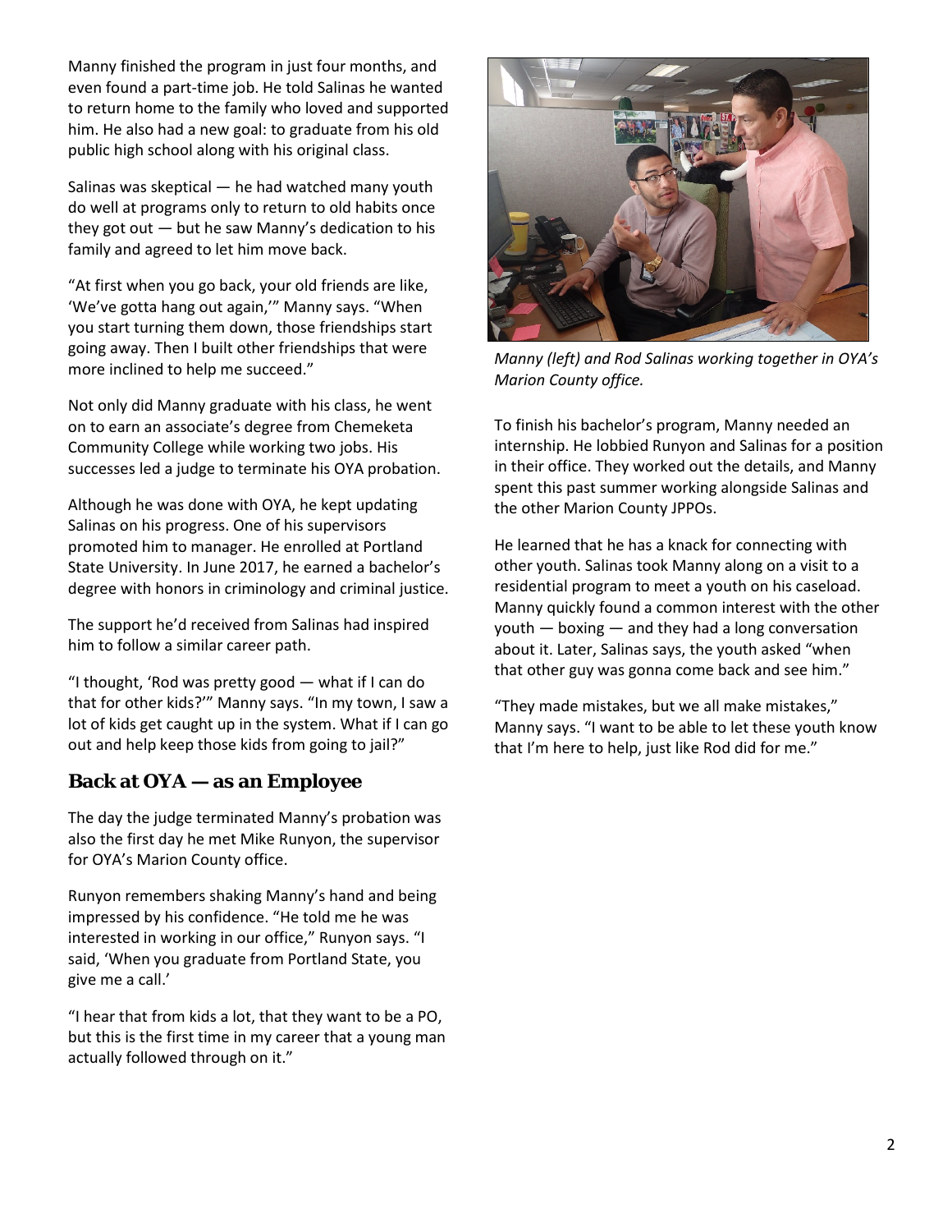Manny finished the program in just four months, and even found a part-time job. He told Salinas he wanted to return home to the family who loved and supported him. He also had a new goal: to graduate from his old public high school along with his original class.

Salinas was skeptical — he had watched many youth do well at programs only to return to old habits once they got out — but he saw Manny's dedication to his family and agreed to let him move back.

"At first when you go back, your old friends are like, 'We've gotta hang out again,'" Manny says. "When you start turning them down, those friendships start going away. Then I built other friendships that were more inclined to help me succeed."

Not only did Manny graduate with his class, he went on to earn an associate's degree from Chemeketa Community College while working two jobs. His successes led a judge to terminate his OYA probation.

Although he was done with OYA, he kept updating Salinas on his progress. One of his supervisors promoted him to manager. He enrolled at Portland State University. In June 2017, he earned a bachelor's degree with honors in criminology and criminal justice.

The support he'd received from Salinas had inspired him to follow a similar career path.

"I thought, 'Rod was pretty good — what if I can do that for other kids?'" Manny says. "In my town, I saw a lot of kids get caught up in the system. What if I can go out and help keep those kids from going to jail?"

## Back at OYA — as an Employee

The day the judge terminated Manny's probation was also the first day he met Mike Runyon, the supervisor for OYA's Marion County office.

Runyon remembers shaking Manny's hand and being impressed by his confidence. "He told me he was interested in working in our office," Runyon says. "I said, 'When you graduate from Portland State, you give me a call.'

"I hear that from kids a lot, that they want to be a PO, but this is the first time in my career that a young man actually followed through on it."

*Manny (left) and Rod Salinas working together in OYA's Marion County office.*

To finish his bachelor's program, Manny needed an internship. He lobbied Runyon and Salinas for a position in their office. They worked out the details, and Manny spent this past summer working alongside Salinas and the other Marion County JPPOs.

He learned that he has a knack for connecting with other youth. Salinas took Manny along on a visit to a residential program to meet a youth on his caseload. Manny quickly found a common interest with the other youth — boxing — and they had a long conversation about it. Later, Salinas says, the youth asked "when that other guy was gonna come back and see him."

"They made mistakes, but we all make mistakes," Manny says. "I want to be able to let these youth know that I'm here to help, just like Rod did for me."